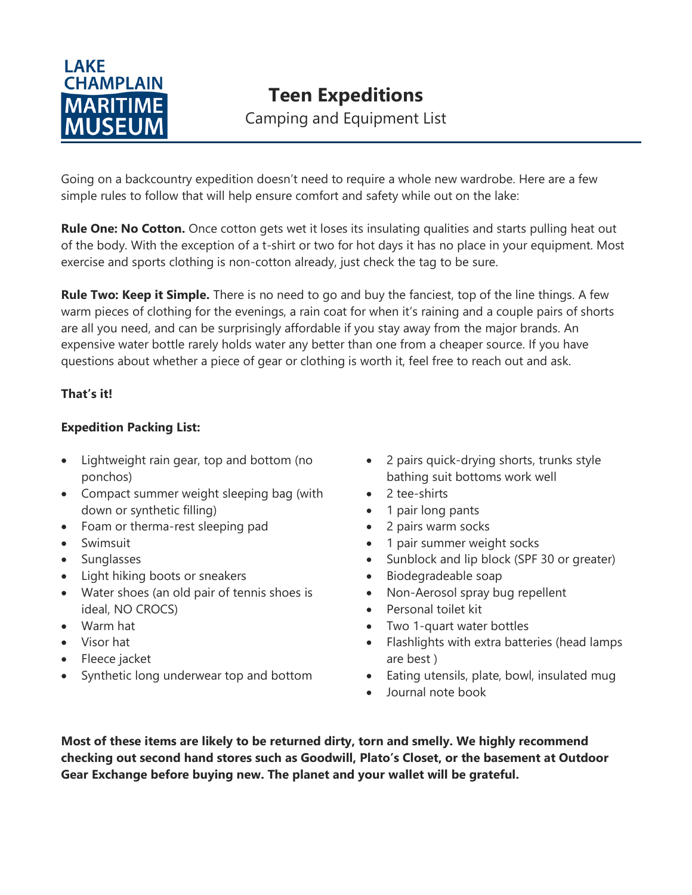LAKE CHAMPLAIN MARITIME MUSEUM

# Teen Expeditions

Camping and Equipment List

Going on a backcountry expedition doesn't need to require a whole new wardrobe. Here are a few simple rules to follow that will help ensure comfort and safety while out on the lake:

**Rule One: No Cotton.** Once cotton gets wet it loses its insulating qualities and starts pulling heat out of the body. With the exception of a t-shirt or two for hot days it has no place in your equipment. Most exercise and sports clothing is non-cotton already, just check the tag to be sure.

**Rule Two: Keep it Simple.** There is no need to go and buy the fanciest, top of the line things. A few warm pieces of clothing for the evenings, a rain coat for when it's raining and a couple pairs of shorts are all you need, and can be surprisingly affordable if you stay away from the major brands. An expensive water bottle rarely holds water any better than one from a cheaper source. If you have questions about whether a piece of gear or clothing is worth it, feel free to reach out and ask.

**That's it!**

**Expedition Packing List:**

- Lightweight rain gear, top and bottom (no ponchos)
- Compact summer weight sleeping bag (with down or synthetic filling)
- Foam or therma-rest sleeping pad
- Swimsuit
- Sunglasses
- Light hiking boots or sneakers
- Water shoes (an old pair of tennis shoes is ideal, NO CROCS)
- Warm hat
- Visor hat
- Fleece jacket
- Synthetic long underwear top and bottom
- 2 pairs quick-drying shorts, trunks style bathing suit bottoms work well
- 2 tee-shirts
- 1 pair long pants
- 2 pairs warm socks
- 1 pair summer weight socks
- Sunblock and lip block (SPF 30 or greater)
- Biodegradeable soap
- Non-Aerosol spray bug repellent
- Personal toilet kit
- Two 1-quart water bottles
- Flashlights with extra batteries (head lamps are best )
- Eating utensils, plate, bowl, insulated mug
- Journal note book

**Most of these items are likely to be returned dirty, torn and smelly. We highly recommend checking out second hand stores such as Goodwill, Plato's Closet, or the basement at Outdoor Gear Exchange before buying new. The planet and your wallet will be grateful.**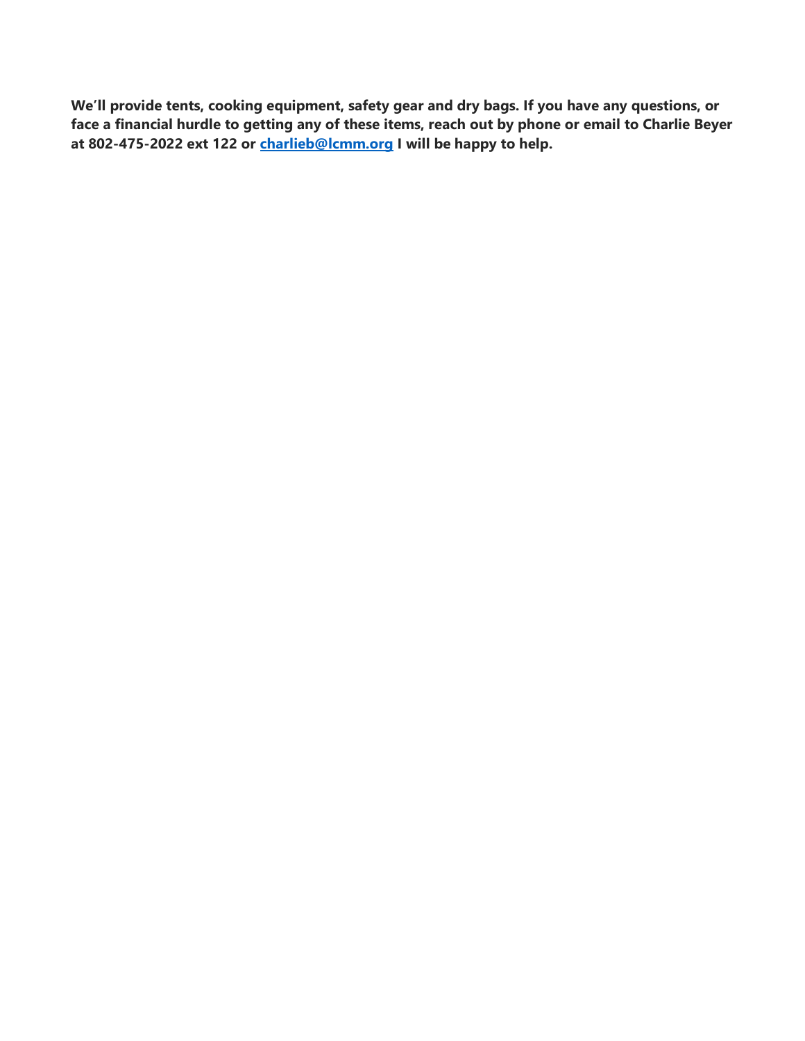**We'll provide tents, cooking equipment, safety gear and dry bags. If you have any questions, or face a financial hurdle to getting any of these items, reach out by phone or email to Charlie Beyer at 802-475-2022 ext 122 or [charlieb@lcmm.org](mailto:charlieb@lcmm.org) I will be happy to help.**